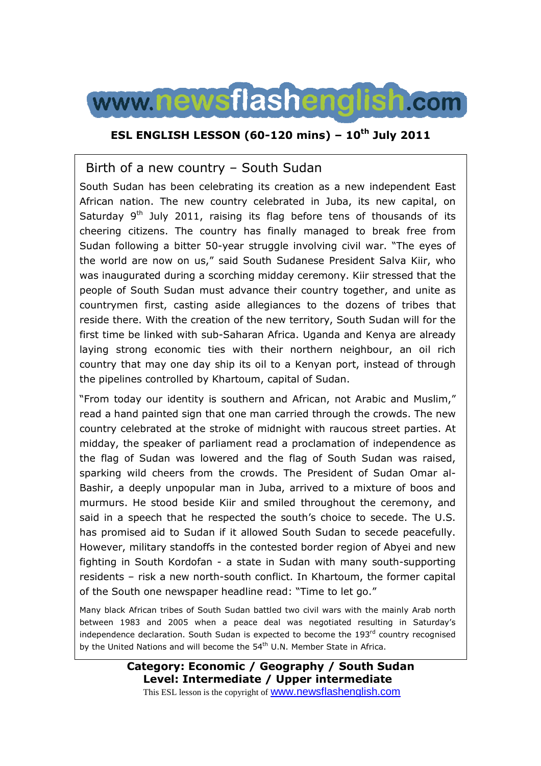# www.newsflashenglish.com

## ESL ENGLISH LESSON (60-120 mins) – 10th July 2011

### Birth of a new country – South Sudan

South Sudan has been celebrating its creation as a new independent East African nation. The new country celebrated in Juba, its new capital, on Saturday 9th July 2011, raising its flag before tens of thousands of its cheering citizens. The country has finally managed to break free from Sudan following a bitter 50-year struggle involving civil war. "The eyes of the world are now on us," said South Sudanese President Salva Kiir, who was inaugurated during a scorching midday ceremony. Kiir stressed that the people of South Sudan must advance their country together, and unite as countrymen first, casting aside allegiances to the dozens of tribes that reside there. With the creation of the new territory, South Sudan will for the first time be linked with sub-Saharan Africa. Uganda and Kenya are already laying strong economic ties with their northern neighbour, an oil rich country that may one day ship its oil to a Kenyan port, instead of through the pipelines controlled by Khartoum, capital of Sudan.

"From today our identity is southern and African, not Arabic and Muslim," read a hand painted sign that one man carried through the crowds. The new country celebrated at the stroke of midnight with raucous street parties. At midday, the speaker of parliament read a proclamation of independence as the flag of Sudan was lowered and the flag of South Sudan was raised, sparking wild cheers from the crowds. The President of Sudan Omar al-Bashir, a deeply unpopular man in Juba, arrived to a mixture of boos and murmurs. He stood beside Kiir and smiled throughout the ceremony, and said in a speech that he respected the south's choice to secede. The U.S. has promised aid to Sudan if it allowed South Sudan to secede peacefully. However, military standoffs in the contested border region of Abyei and new fighting in South Kordofan - a state in Sudan with many south-supporting residents – risk a new north-south conflict. In Khartoum, the former capital of the South one newspaper headline read: "Time to let go."

Many black African tribes of South Sudan battled two civil wars with the mainly Arab north between 1983 and 2005 when a peace deal was negotiated resulting in Saturday's independence declaration. South Sudan is expected to become the 193rd country recognised by the United Nations and will become the 54th U.N. Member State in Africa.

**Category: Economic / Geography / South Sudan**
**Level: Intermediate / Upper intermediate**

This ESL lesson is the copyright of www.newsflashenglish.com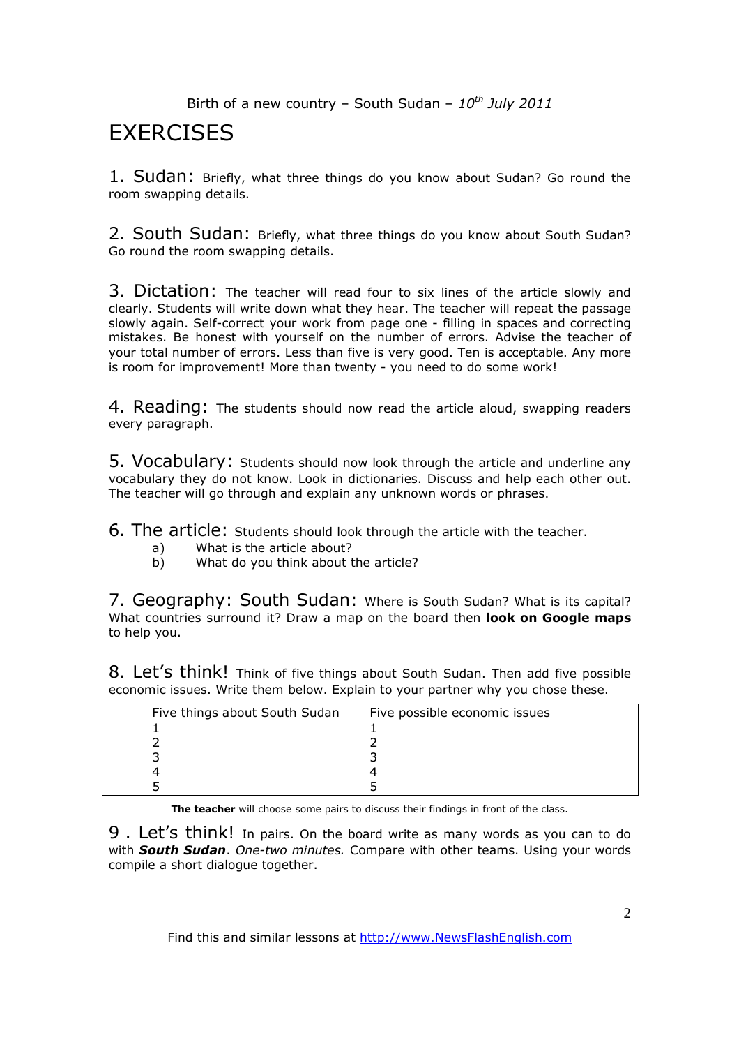Birth of a new country – South Sudan – *10th July 2011*

# EXERCISES

1. Sudan: Briefly, what three things do you know about Sudan? Go round the room swapping details.

2. South Sudan: Briefly, what three things do you know about South Sudan? Go round the room swapping details.

3. Dictation: The teacher will read four to six lines of the article slowly and clearly. Students will write down what they hear. The teacher will repeat the passage slowly again. Self-correct your work from page one - filling in spaces and correcting mistakes. Be honest with yourself on the number of errors. Advise the teacher of your total number of errors. Less than five is very good. Ten is acceptable. Any more is room for improvement! More than twenty - you need to do some work!

4. Reading: The students should now read the article aloud, swapping readers every paragraph.

5. Vocabulary: Students should now look through the article and underline any vocabulary they do not know. Look in dictionaries. Discuss and help each other out. The teacher will go through and explain any unknown words or phrases.

6. The article: Students should look through the article with the teacher.

a) What is the article about?
b) What do you think about the article?

7. Geography: South Sudan: Where is South Sudan? What is its capital? What countries surround it? Draw a map on the board then **look on Google maps** to help you.

8. Let's think! Think of five things about South Sudan. Then add five possible economic issues. Write them below. Explain to your partner why you chose these.

| Five things about South Sudan | Five possible economic issues |
|---|---|
| 1 | 1 |
| 2 | 2 |
| 3 | 3 |
| 4 | 4 |
| 5 | 5 |

**The teacher** will choose some pairs to discuss their findings in front of the class.

9 . Let's think! In pairs. On the board write as many words as you can to do with ***South Sudan***. *One-two minutes.* Compare with other teams. Using your words compile a short dialogue together.

Find this and similar lessons at http://www.NewsFlashEnglish.com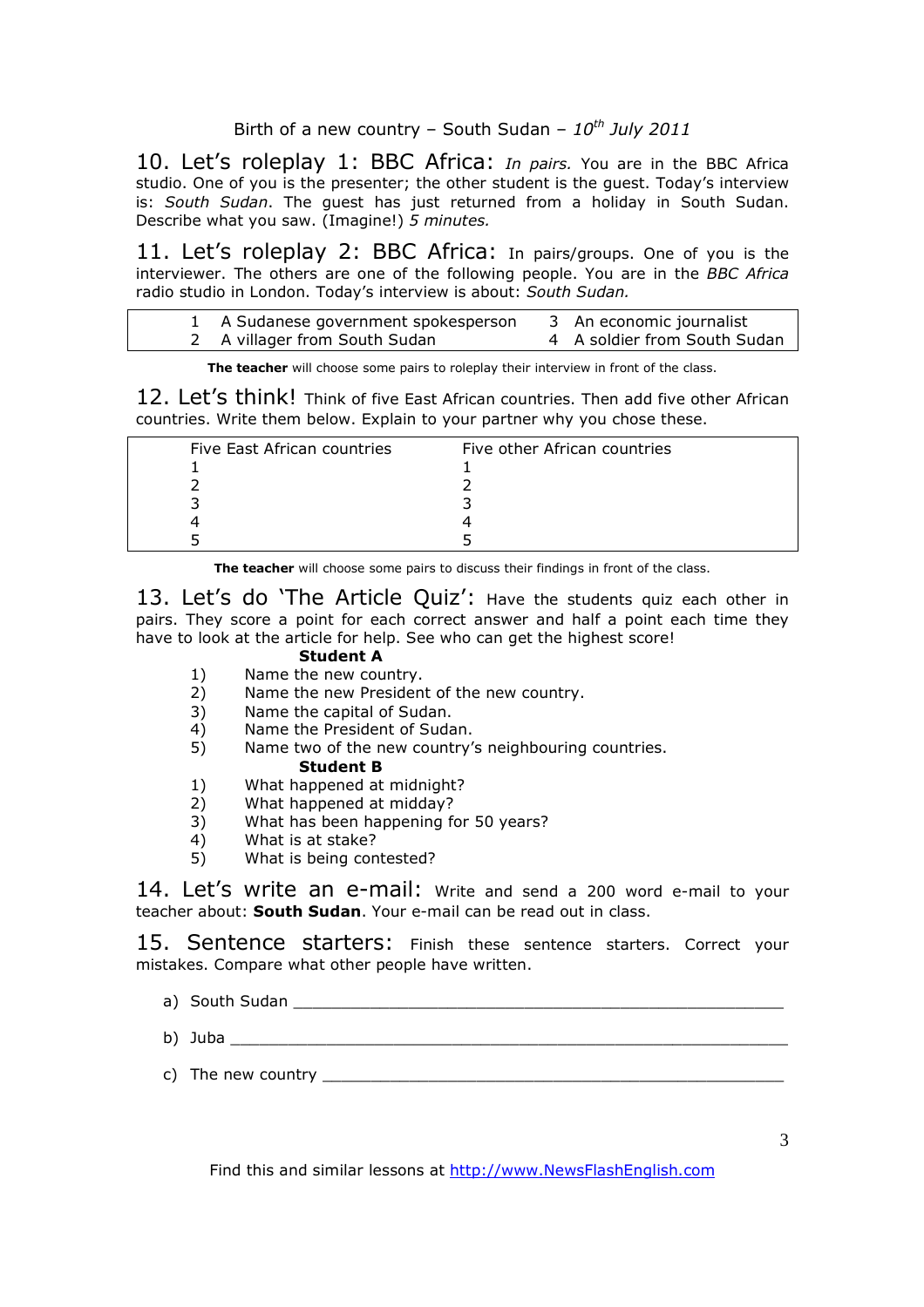Birth of a new country – South Sudan – *10th July 2011*

## 10. Let's roleplay 1: BBC Africa:

*In pairs.* You are in the BBC Africa studio. One of you is the presenter; the other student is the guest. Today's interview is: *South Sudan*. The guest has just returned from a holiday in South Sudan. Describe what you saw. (Imagine!) *5 minutes.*

## 11. Let's roleplay 2: BBC Africa:

In pairs/groups. One of you is the interviewer. The others are one of the following people. You are in the *BBC Africa* radio studio in London. Today's interview is about: *South Sudan.*

| | | | |
|---|---|---|---|
| 1 | A Sudanese government spokesperson | 3 | An economic journalist |
| 2 | A villager from South Sudan | 4 | A soldier from South Sudan |

**The teacher** will choose some pairs to roleplay their interview in front of the class.

## 12. Let's think!

Think of five East African countries. Then add five other African countries. Write them below. Explain to your partner why you chose these.

| Five East African countries | Five other African countries |
|---|---|
| 1 | 1 |
| 2 | 2 |
| 3 | 3 |
| 4 | 4 |
| 5 | 5 |

**The teacher** will choose some pairs to discuss their findings in front of the class.

## 13. Let's do 'The Article Quiz':

Have the students quiz each other in pairs. They score a point for each correct answer and half a point each time they have to look at the article for help. See who can get the highest score!

**Student A**

1) Name the new country.
2) Name the new President of the new country.
3) Name the capital of Sudan.
4) Name the President of Sudan.
5) Name two of the new country's neighbouring countries.

**Student B**

1) What happened at midnight?
2) What happened at midday?
3) What has been happening for 50 years?
4) What is at stake?
5) What is being contested?

## 14. Let's write an e-mail:

Write and send a 200 word e-mail to your teacher about: **South Sudan**. Your e-mail can be read out in class.

## 15. Sentence starters:

Finish these sentence starters. Correct your mistakes. Compare what other people have written.

a) South Sudan ____________________________________________________

b) Juba __________________________________________________________

c) The new country ________________________________________________

Find this and similar lessons at http://www.NewsFlashEnglish.com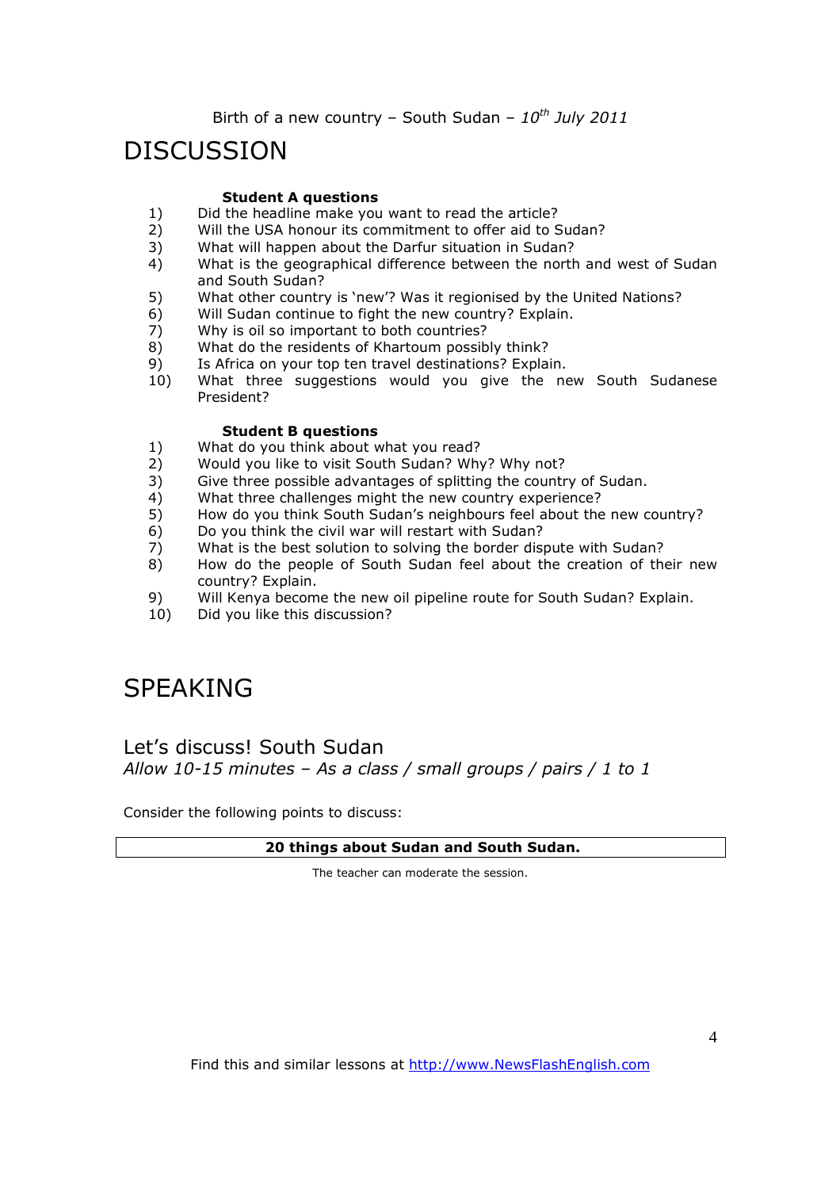# DISCUSSION

**Student A questions**

1) Did the headline make you want to read the article?
2) Will the USA honour its commitment to offer aid to Sudan?
3) What will happen about the Darfur situation in Sudan?
4) What is the geographical difference between the north and west of Sudan and South Sudan?
5) What other country is 'new'? Was it regionised by the United Nations?
6) Will Sudan continue to fight the new country? Explain.
7) Why is oil so important to both countries?
8) What do the residents of Khartoum possibly think?
9) Is Africa on your top ten travel destinations? Explain.
10) What three suggestions would you give the new South Sudanese President?

**Student B questions**

1) What do you think about what you read?
2) Would you like to visit South Sudan? Why? Why not?
3) Give three possible advantages of splitting the country of Sudan.
4) What three challenges might the new country experience?
5) How do you think South Sudan's neighbours feel about the new country?
6) Do you think the civil war will restart with Sudan?
7) What is the best solution to solving the border dispute with Sudan?
8) How do the people of South Sudan feel about the creation of their new country? Explain.
9) Will Kenya become the new oil pipeline route for South Sudan? Explain.
10) Did you like this discussion?

# SPEAKING

## Let's discuss! South Sudan

*Allow 10-15 minutes – As a class / small groups / pairs / 1 to 1*

Consider the following points to discuss:

| **20 things about Sudan and South Sudan.** |
|---|

The teacher can moderate the session.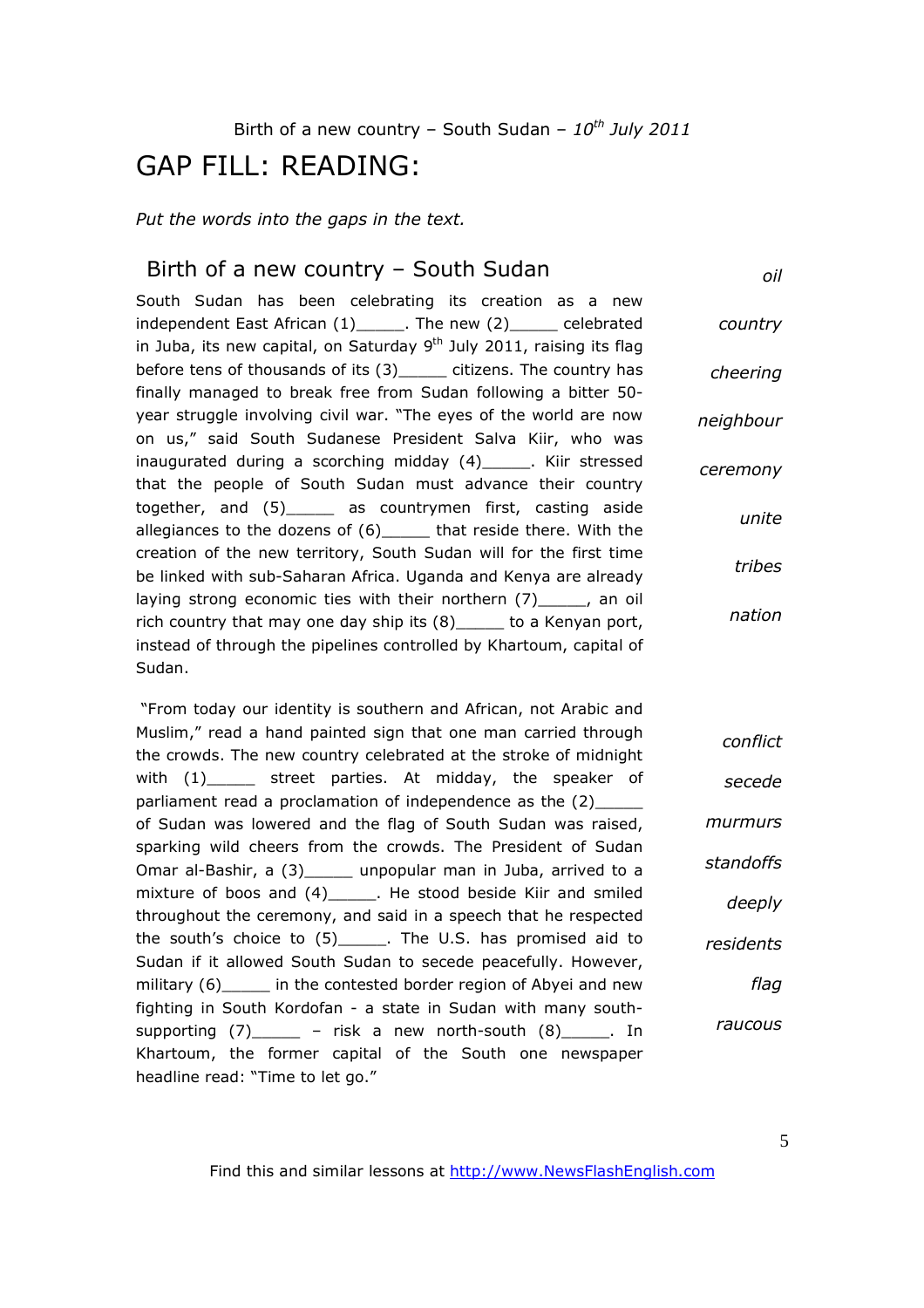Birth of a new country – South Sudan – *10th July 2011*

# GAP FILL: READING:

*Put the words into the gaps in the text.*

## Birth of a new country – South Sudan

South Sudan has been celebrating its creation as a new independent East African (1)_____. The new (2)_____ celebrated in Juba, its new capital, on Saturday 9th July 2011, raising its flag before tens of thousands of its (3)_____ citizens. The country has finally managed to break free from Sudan following a bitter 50-year struggle involving civil war. "The eyes of the world are now on us," said South Sudanese President Salva Kiir, who was inaugurated during a scorching midday (4)_____. Kiir stressed that the people of South Sudan must advance their country together, and (5)_____ as countrymen first, casting aside allegiances to the dozens of (6)_____ that reside there. With the creation of the new territory, South Sudan will for the first time be linked with sub-Saharan Africa. Uganda and Kenya are already laying strong economic ties with their northern (7)_____, an oil rich country that may one day ship its (8)_____ to a Kenyan port, instead of through the pipelines controlled by Khartoum, capital of Sudan.

*oil*

*country*

*cheering*

*neighbour*

*ceremony*

*unite*

*tribes*

*nation*

"From today our identity is southern and African, not Arabic and Muslim," read a hand painted sign that one man carried through the crowds. The new country celebrated at the stroke of midnight with (1)_____ street parties. At midday, the speaker of parliament read a proclamation of independence as the (2)_____ of Sudan was lowered and the flag of South Sudan was raised, sparking wild cheers from the crowds. The President of Sudan Omar al-Bashir, a (3)_____ unpopular man in Juba, arrived to a mixture of boos and (4)_____. He stood beside Kiir and smiled throughout the ceremony, and said in a speech that he respected the south's choice to (5)_____. The U.S. has promised aid to Sudan if it allowed South Sudan to secede peacefully. However, military (6)_____ in the contested border region of Abyei and new fighting in South Kordofan - a state in Sudan with many south-supporting (7)_____ – risk a new north-south (8)_____. In Khartoum, the former capital of the South one newspaper headline read: "Time to let go."

*conflict*

*secede*

*murmurs*

*standoffs*

*deeply*

*residents*

*flag*

*raucous*

Find this and similar lessons at http://www.NewsFlashEnglish.com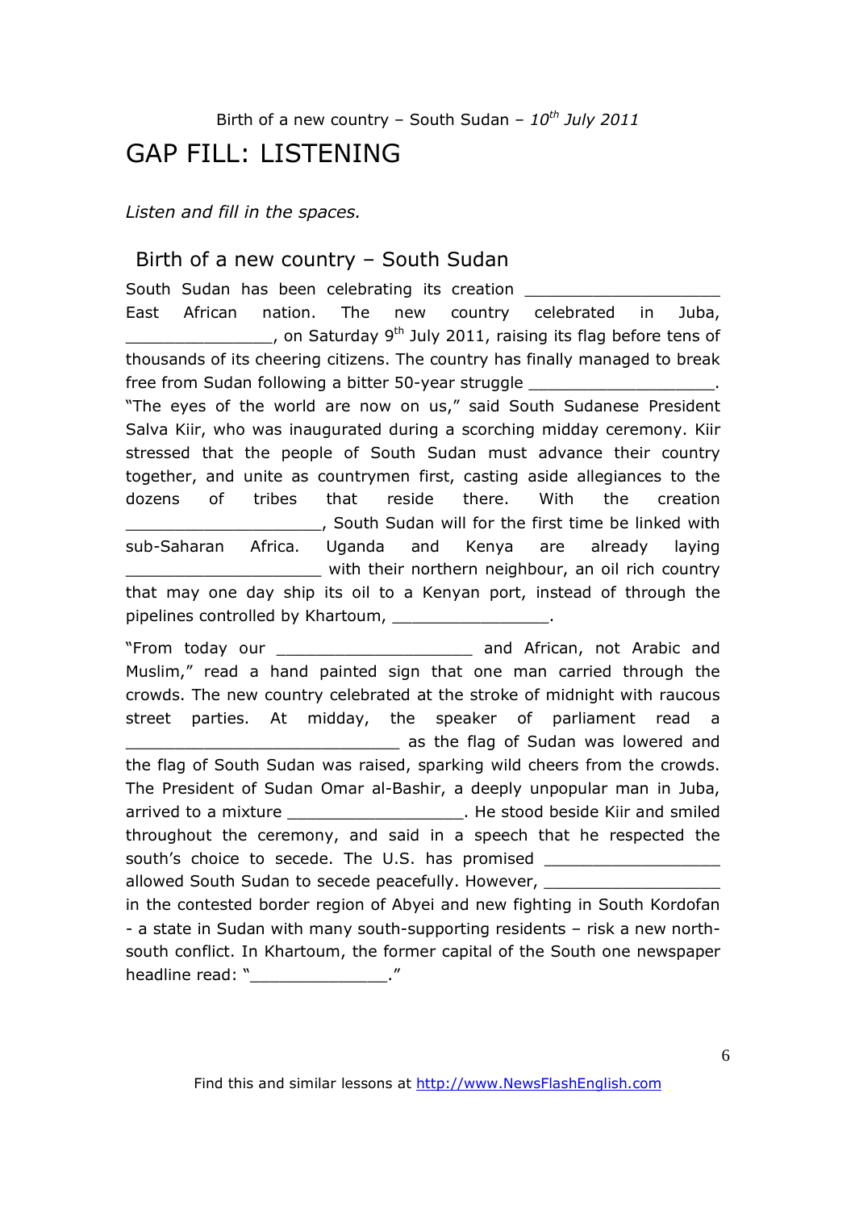Birth of a new country – South Sudan – *10th July 2011*

# GAP FILL: LISTENING

*Listen and fill in the spaces.*

## Birth of a new country – South Sudan

South Sudan has been celebrating its creation ____________________ East African nation. The new country celebrated in Juba, _______________, on Saturday 9th July 2011, raising its flag before tens of thousands of its cheering citizens. The country has finally managed to break free from Sudan following a bitter 50-year struggle ___________________. "The eyes of the world are now on us," said South Sudanese President Salva Kiir, who was inaugurated during a scorching midday ceremony. Kiir stressed that the people of South Sudan must advance their country together, and unite as countrymen first, casting aside allegiances to the dozens of tribes that reside there. With the creation ____________________, South Sudan will for the first time be linked with sub-Saharan Africa. Uganda and Kenya are already laying ____________________ with their northern neighbour, an oil rich country that may one day ship its oil to a Kenyan port, instead of through the pipelines controlled by Khartoum, ________________.

"From today our ____________________ and African, not Arabic and Muslim," read a hand painted sign that one man carried through the crowds. The new country celebrated at the stroke of midnight with raucous street parties. At midday, the speaker of parliament read a ____________________________ as the flag of Sudan was lowered and the flag of South Sudan was raised, sparking wild cheers from the crowds. The President of Sudan Omar al-Bashir, a deeply unpopular man in Juba, arrived to a mixture __________________. He stood beside Kiir and smiled throughout the ceremony, and said in a speech that he respected the south's choice to secede. The U.S. has promised __________________ allowed South Sudan to secede peacefully. However, __________________ in the contested border region of Abyei and new fighting in South Kordofan - a state in Sudan with many south-supporting residents – risk a new north-south conflict. In Khartoum, the former capital of the South one newspaper headline read: "______________."

Find this and similar lessons at http://www.NewsFlashEnglish.com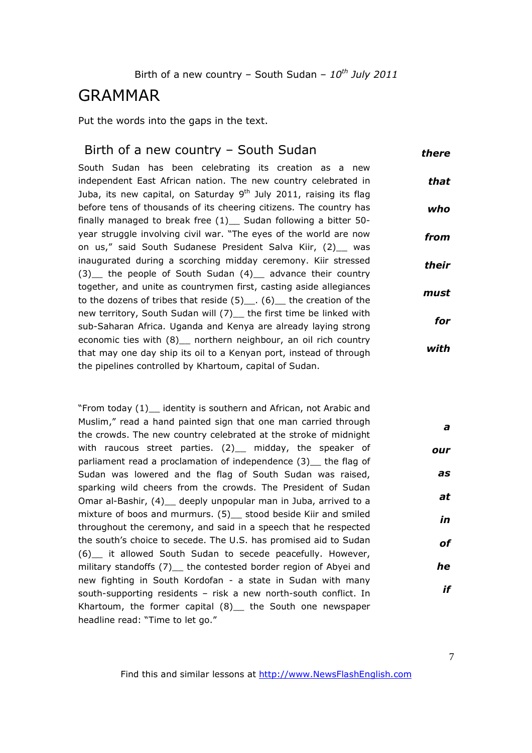Birth of a new country – South Sudan – *10th July 2011*

# GRAMMAR

Put the words into the gaps in the text.

## Birth of a new country – South Sudan

South Sudan has been celebrating its creation as a new independent East African nation. The new country celebrated in Juba, its new capital, on Saturday 9th July 2011, raising its flag before tens of thousands of its cheering citizens. The country has finally managed to break free (1)__ Sudan following a bitter 50-year struggle involving civil war. "The eyes of the world are now on us," said South Sudanese President Salva Kiir, (2)__ was inaugurated during a scorching midday ceremony. Kiir stressed (3)__ the people of South Sudan (4)__ advance their country together, and unite as countrymen first, casting aside allegiances to the dozens of tribes that reside (5)__. (6)__ the creation of the new territory, South Sudan will (7)__ the first time be linked with sub-Saharan Africa. Uganda and Kenya are already laying strong economic ties with (8)__ northern neighbour, an oil rich country that may one day ship its oil to a Kenyan port, instead of through the pipelines controlled by Khartoum, capital of Sudan.

***there***

***that***

***who***

***from***

***their***

***must***

***for***

***with***

"From today (1)__ identity is southern and African, not Arabic and Muslim," read a hand painted sign that one man carried through the crowds. The new country celebrated at the stroke of midnight with raucous street parties. (2)__ midday, the speaker of parliament read a proclamation of independence (3)__ the flag of Sudan was lowered and the flag of South Sudan was raised, sparking wild cheers from the crowds. The President of Sudan Omar al-Bashir, (4)__ deeply unpopular man in Juba, arrived to a mixture of boos and murmurs. (5)__ stood beside Kiir and smiled throughout the ceremony, and said in a speech that he respected the south's choice to secede. The U.S. has promised aid to Sudan (6)__ it allowed South Sudan to secede peacefully. However, military standoffs (7)__ the contested border region of Abyei and new fighting in South Kordofan - a state in Sudan with many south-supporting residents – risk a new north-south conflict. In Khartoum, the former capital (8)__ the South one newspaper headline read: "Time to let go."

***a***

***our***

***as***

***at***

***in***

***of***

***he***

***if***

Find this and similar lessons at http://www.NewsFlashEnglish.com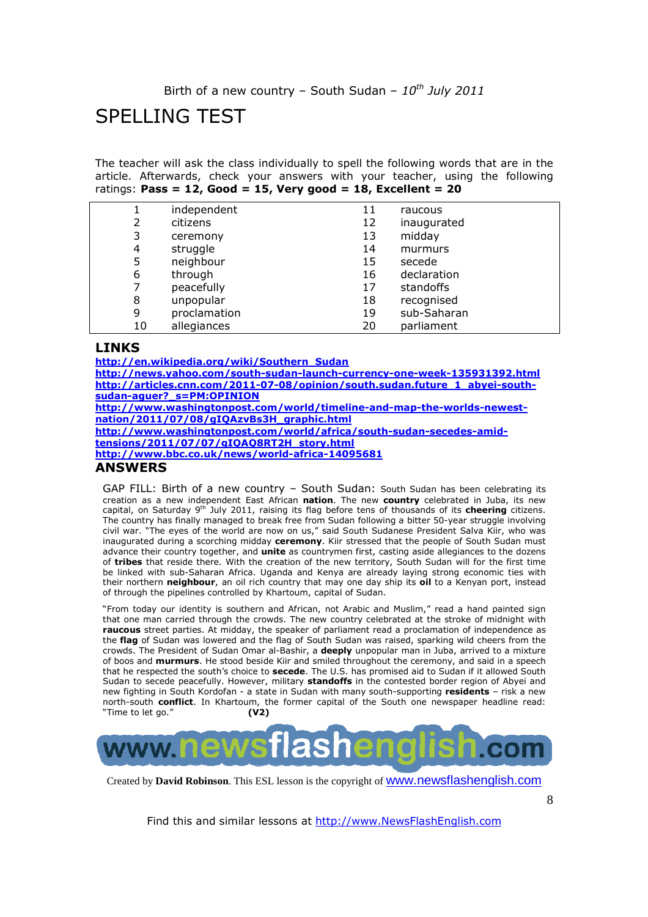Birth of a new country – South Sudan – *10th July 2011*

# SPELLING TEST

The teacher will ask the class individually to spell the following words that are in the article. Afterwards, check your answers with your teacher, using the following ratings: **Pass = 12, Good = 15, Very good = 18, Excellent = 20**

| | | | |
|---|---|---|---|
| 1 | independent | 11 | raucous |
| 2 | citizens | 12 | inaugurated |
| 3 | ceremony | 13 | midday |
| 4 | struggle | 14 | murmurs |
| 5 | neighbour | 15 | secede |
| 6 | through | 16 | declaration |
| 7 | peacefully | 17 | standoffs |
| 8 | unpopular | 18 | recognised |
| 9 | proclamation | 19 | sub-Saharan |
| 10 | allegiances | 20 | parliament |

## LINKS

**http://en.wikipedia.org/wiki/Southern_Sudan**
**http://news.yahoo.com/south-sudan-launch-currency-one-week-135931392.html**
**http://articles.cnn.com/2011-07-08/opinion/south.sudan.future_1_abyei-south-sudan-aguer?_s=PM:OPINION**
**http://www.washingtonpost.com/world/timeline-and-map-the-worlds-newest-nation/2011/07/08/gIQAzvBs3H_graphic.html**
**http://www.washingtonpost.com/world/africa/south-sudan-secedes-amid-tensions/2011/07/07/gIQAQ8RT2H_story.html**
**http://www.bbc.co.uk/news/world-africa-14095681**

## ANSWERS

GAP FILL: Birth of a new country – South Sudan: South Sudan has been celebrating its creation as a new independent East African **nation**. The new **country** celebrated in Juba, its new capital, on Saturday 9th July 2011, raising its flag before tens of thousands of its **cheering** citizens. The country has finally managed to break free from Sudan following a bitter 50-year struggle involving civil war. "The eyes of the world are now on us," said South Sudanese President Salva Kiir, who was inaugurated during a scorching midday **ceremony**. Kiir stressed that the people of South Sudan must advance their country together, and **unite** as countrymen first, casting aside allegiances to the dozens of **tribes** that reside there. With the creation of the new territory, South Sudan will for the first time be linked with sub-Saharan Africa. Uganda and Kenya are already laying strong economic ties with their northern **neighbour**, an oil rich country that may one day ship its **oil** to a Kenyan port, instead of through the pipelines controlled by Khartoum, capital of Sudan.

"From today our identity is southern and African, not Arabic and Muslim," read a hand painted sign that one man carried through the crowds. The new country celebrated at the stroke of midnight with **raucous** street parties. At midday, the speaker of parliament read a proclamation of independence as the **flag** of Sudan was lowered and the flag of South Sudan was raised, sparking wild cheers from the crowds. The President of Sudan Omar al-Bashir, a **deeply** unpopular man in Juba, arrived to a mixture of boos and **murmurs**. He stood beside Kiir and smiled throughout the ceremony, and said in a speech that he respected the south's choice to **secede**. The U.S. has promised aid to Sudan if it allowed South Sudan to secede peacefully. However, military **standoffs** in the contested border region of Abyei and new fighting in South Kordofan - a state in Sudan with many south-supporting **residents** – risk a new north-south **conflict**. In Khartoum, the former capital of the South one newspaper headline read: "Time to let go." **(V2)**

www.newsflashenglish.com

Created by **David Robinson**. This ESL lesson is the copyright of www.newsflashenglish.com

Find this and similar lessons at http://www.NewsFlashEnglish.com